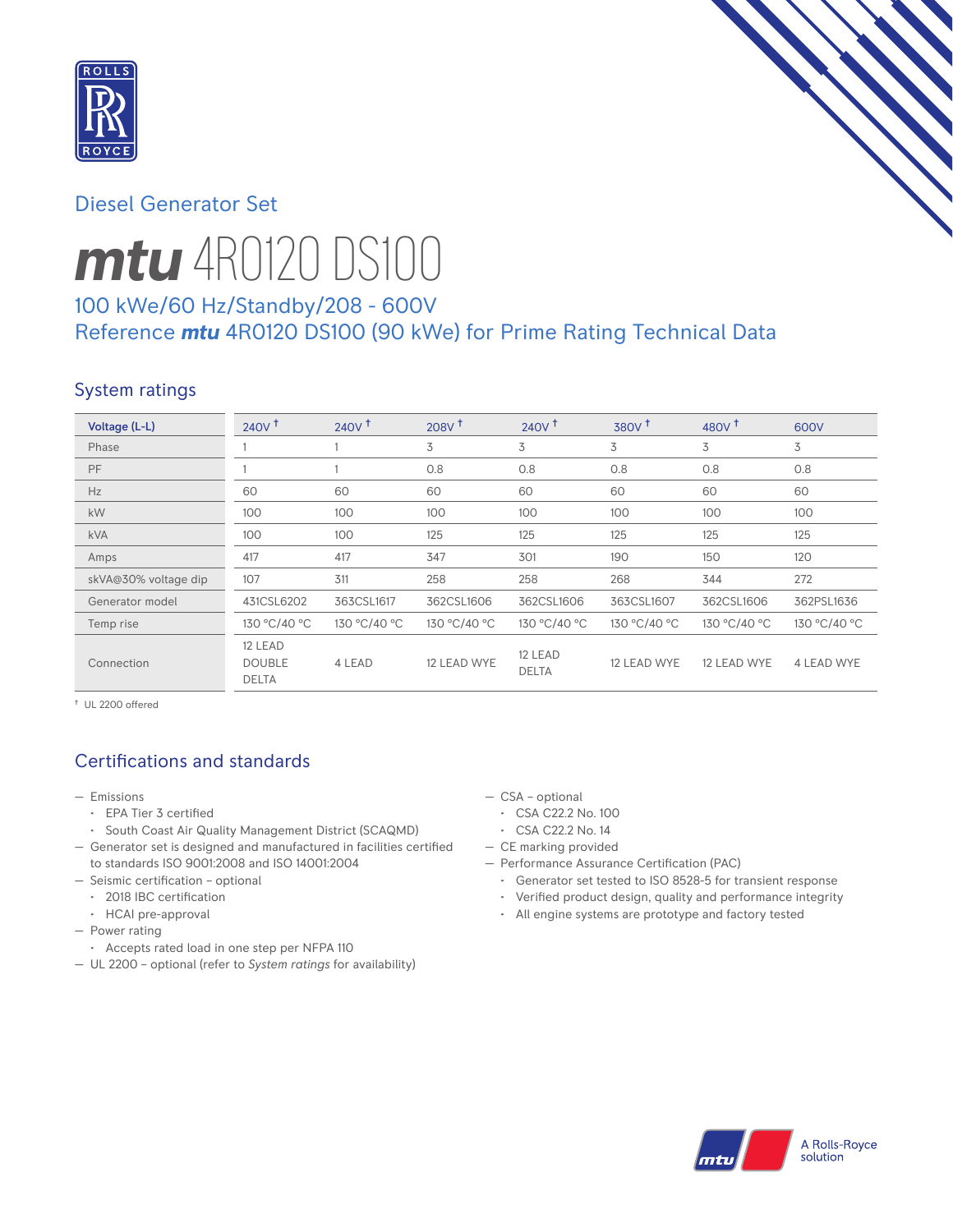# Diesel Generator Set

# *mtu* 4R0120 DS100

## 100 kWe/60 Hz/Standby/208 - 600V
## Reference *mtu* 4R0120 DS100 (90 kWe) for Prime Rating Technical Data

### System ratings

| Voltage (L-L) | 240V † | 240V † | 208V † | 240V † | 380V † | 480V † | 600V |
|---|---|---|---|---|---|---|---|
| Phase | 1 | 1 | 3 | 3 | 3 | 3 | 3 |
| PF | 1 | 1 | 0.8 | 0.8 | 0.8 | 0.8 | 0.8 |
| Hz | 60 | 60 | 60 | 60 | 60 | 60 | 60 |
| kW | 100 | 100 | 100 | 100 | 100 | 100 | 100 |
| kVA | 100 | 100 | 125 | 125 | 125 | 125 | 125 |
| Amps | 417 | 417 | 347 | 301 | 190 | 150 | 120 |
| skVA@30% voltage dip | 107 | 311 | 258 | 258 | 268 | 344 | 272 |
| Generator model | 431CSL6202 | 363CSL1617 | 362CSL1606 | 362CSL1606 | 363CSL1607 | 362CSL1606 | 362PSL1636 |
| Temp rise | 130 °C/40 °C | 130 °C/40 °C | 130 °C/40 °C | 130 °C/40 °C | 130 °C/40 °C | 130 °C/40 °C | 130 °C/40 °C |
| Connection | 12 LEAD DOUBLE DELTA | 4 LEAD | 12 LEAD WYE | 12 LEAD DELTA | 12 LEAD WYE | 12 LEAD WYE | 4 LEAD WYE |

† UL 2200 offered

### Certifications and standards

- Emissions
  - EPA Tier 3 certified
  - South Coast Air Quality Management District (SCAQMD)
- Generator set is designed and manufactured in facilities certified to standards ISO 9001:2008 and ISO 14001:2004
- Seismic certification – optional
  - 2018 IBC certification
  - HCAI pre-approval
- Power rating
  - Accepts rated load in one step per NFPA 110
- UL 2200 – optional (refer to *System ratings* for availability)
- CSA – optional
  - CSA C22.2 No. 100
  - CSA C22.2 No. 14
- CE marking provided
- Performance Assurance Certification (PAC)
  - Generator set tested to ISO 8528-5 for transient response
  - Verified product design, quality and performance integrity
  - All engine systems are prototype and factory tested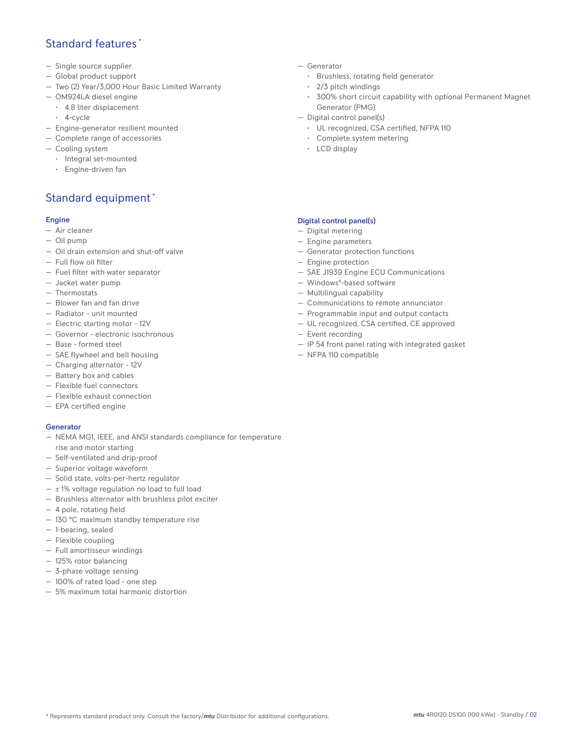## Standard features *

- Single source supplier
- Global product support
- Two (2) Year/3,000 Hour Basic Limited Warranty
- OM924LA diesel engine
  - 4.8 liter displacement
  - 4-cycle
- Engine-generator resilient mounted
- Complete range of accessories
- Cooling system
  - Integral set-mounted
  - Engine-driven fan
- Generator
  - Brushless, rotating field generator
  - 2/3 pitch windings
  - 300% short circuit capability with optional Permanent Magnet Generator (PMG)
- Digital control panel(s)
  - UL recognized, CSA certified, NFPA 110
  - Complete system metering
  - LCD display

## Standard equipment *

### Engine

- Air cleaner
- Oil pump
- Oil drain extension and shut-off valve
- Full flow oil filter
- Fuel filter with water separator
- Jacket water pump
- Thermostats
- Blower fan and fan drive
- Radiator - unit mounted
- Electric starting motor - 12V
- Governor - electronic isochronous
- Base - formed steel
- SAE flywheel and bell housing
- Charging alternator - 12V
- Battery box and cables
- Flexible fuel connectors
- Flexible exhaust connection
- EPA certified engine

### Generator

- NEMA MG1, IEEE, and ANSI standards compliance for temperature rise and motor starting
- Self-ventilated and drip-proof
- Superior voltage waveform
- Solid state, volts-per-hertz regulator
- ± 1% voltage regulation no load to full load
- Brushless alternator with brushless pilot exciter
- 4 pole, rotating field
- 130 °C maximum standby temperature rise
- 1-bearing, sealed
- Flexible coupling
- Full amortisseur windings
- 125% rotor balancing
- 3-phase voltage sensing
- 100% of rated load - one step
- 5% maximum total harmonic distortion

### Digital control panel(s)

- Digital metering
- Engine parameters
- Generator protection functions
- Engine protection
- SAE J1939 Engine ECU Communications
- Windows®-based software
- Multilingual capability
- Communications to remote annunciator
- Programmable input and output contacts
- UL recognized, CSA certified, CE approved
- Event recording
- IP 54 front panel rating with integrated gasket
- NFPA 110 compatible

* Represents standard product only. Consult the factory/*mtu* Distributor for additional configurations.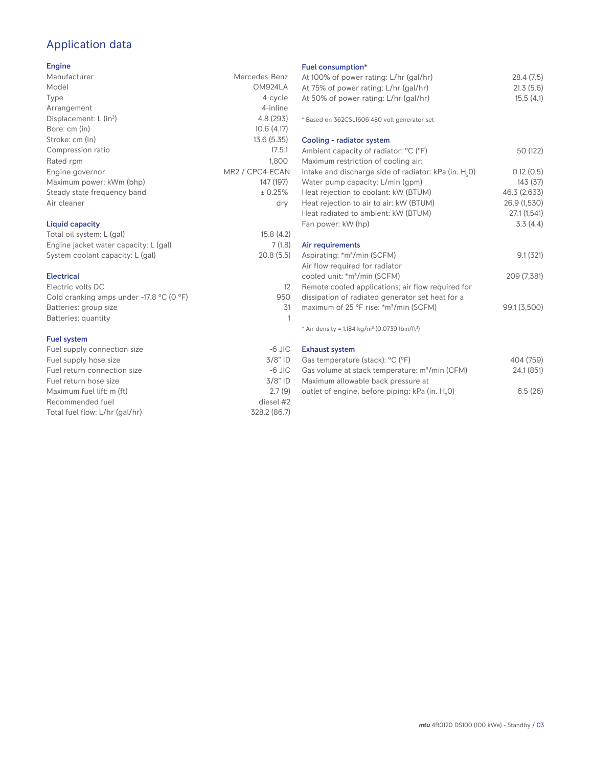# Application data

## Engine

| | |
|---|---|
| Manufacturer | Mercedes-Benz |
| Model | OM924LA |
| Type | 4-cycle |
| Arrangement | 4-inline |
| Displacement: L ($in^3$) | 4.8 (293) |
| Bore: cm (in) | 10.6 (4.17) |
| Stroke: cm (in) | 13.6 (5.35) |
| Compression ratio | 17.5:1 |
| Rated rpm | 1,800 |
| Engine governor | MR2 / CPC4-ECAN |
| Maximum power: kWm (bhp) | 147 (197) |
| Steady state frequency band | ± 0.25% |
| Air cleaner | dry |

## Liquid capacity

| | |
|---|---|
| Total oil system: L (gal) | 15.8 (4.2) |
| Engine jacket water capacity: L (gal) | 7 (1.8) |
| System coolant capacity: L (gal) | 20.8 (5.5) |

## Electrical

| | |
|---|---|
| Electric volts DC | 12 |
| Cold cranking amps under -17.8 °C (0 °F) | 950 |
| Batteries: group size | 31 |
| Batteries: quantity | 1 |

## Fuel system

| | |
|---|---|
| Fuel supply connection size | -6 JIC |
| Fuel supply hose size | 3/8" ID |
| Fuel return connection size | -6 JIC |
| Fuel return hose size | 3/8" ID |
| Maximum fuel lift: m (ft) | 2.7 (9) |
| Recommended fuel | diesel #2 |
| Total fuel flow: L/hr (gal/hr) | 328.2 (86.7) |

## Fuel consumption*

| | |
|---|---|
| At 100% of power rating: L/hr (gal/hr) | 28.4 (7.5) |
| At 75% of power rating: L/hr (gal/hr) | 21.3 (5.6) |
| At 50% of power rating: L/hr (gal/hr) | 15.5 (4.1) |

* Based on 362CSL1606 480 volt generator set

## Cooling - radiator system

| | |
|---|---|
| Ambient capacity of radiator: °C (°F) | 50 (122) |
| Maximum restriction of cooling air: intake and discharge side of radiator: kPa (in. $H_2O$) | 0.12 (0.5) |
| Water pump capacity: L/min (gpm) | 143 (37) |
| Heat rejection to coolant: kW (BTUM) | 46.3 (2,633) |
| Heat rejection to air to air: kW (BTUM) | 26.9 (1,530) |
| Heat radiated to ambient: kW (BTUM) | 27.1 (1,541) |
| Fan power: kW (hp) | 3.3 (4.4) |

## Air requirements

| | |
|---|---|
| Aspirating: *$m^3$/min (SCFM) | 9.1 (321) |
| Air flow required for radiator cooled unit: *$m^3$/min (SCFM) | 209 (7,381) |
| Remote cooled applications; air flow required for dissipation of radiated generator set heat for a maximum of 25 °F rise: *$m^3$/min (SCFM) | 99.1 (3,500) |

* Air density = 1.184 kg/$m^3$ (0.0739 lbm/$ft^3$)

## Exhaust system

| | |
|---|---|
| Gas temperature (stack): °C (°F) | 404 (759) |
| Gas volume at stack temperature: $m^3$/min (CFM) | 24.1 (851) |
| Maximum allowable back pressure at outlet of engine, before piping: kPa (in. $H_2O$) | 6.5 (26) |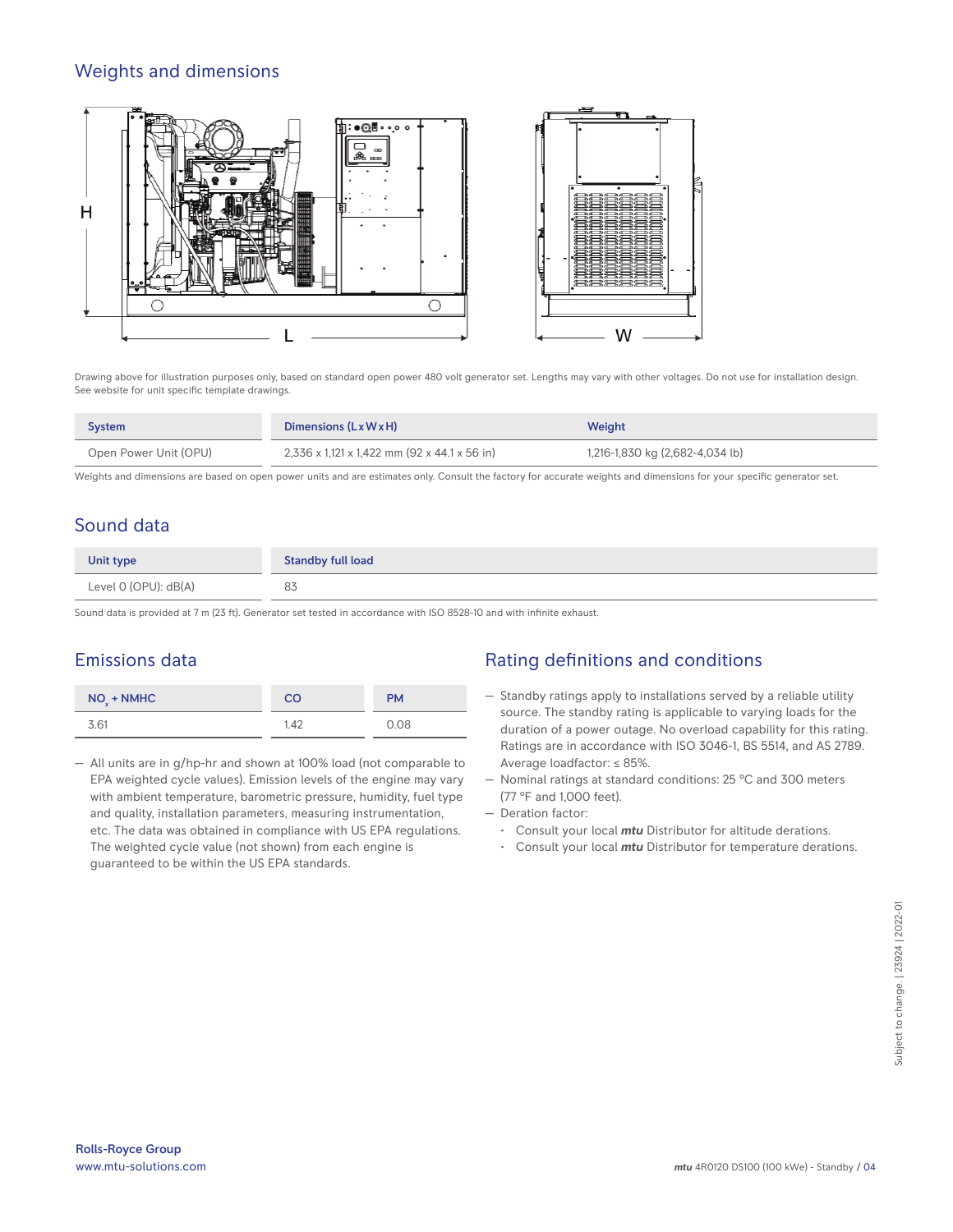## Weights and dimensions

H

L

W

Drawing above for illustration purposes only, based on standard open power 480 volt generator set. Lengths may vary with other voltages. Do not use for installation design. See website for unit specific template drawings.

| System | Dimensions (L x W x H) | Weight |
|---|---|---|
| Open Power Unit (OPU) | 2,336 x 1,121 x 1,422 mm (92 x 44.1 x 56 in) | 1,216-1,830 kg (2,682-4,034 lb) |

Weights and dimensions are based on open power units and are estimates only. Consult the factory for accurate weights and dimensions for your specific generator set.

## Sound data

| Unit type | Standby full load |
|---|---|
| Level 0 (OPU): dB(A) | 83 |

Sound data is provided at 7 m (23 ft). Generator set tested in accordance with ISO 8528-10 and with infinite exhaust.

## Emissions data

| $NO_x$ + NMHC | CO | PM |
|---|---|---|
| 3.61 | 1.42 | 0.08 |

- All units are in g/hp-hr and shown at 100% load (not comparable to EPA weighted cycle values). Emission levels of the engine may vary with ambient temperature, barometric pressure, humidity, fuel type and quality, installation parameters, measuring instrumentation, etc. The data was obtained in compliance with US EPA regulations. The weighted cycle value (not shown) from each engine is guaranteed to be within the US EPA standards.

## Rating definitions and conditions

- Standby ratings apply to installations served by a reliable utility source. The standby rating is applicable to varying loads for the duration of a power outage. No overload capability for this rating. Ratings are in accordance with ISO 3046-1, BS 5514, and AS 2789. Average loadfactor: ≤ 85%.
- Nominal ratings at standard conditions: 25 °C and 300 meters (77 °F and 1,000 feet).
- Deration factor:
  - Consult your local ***mtu*** Distributor for altitude derations.
  - Consult your local ***mtu*** Distributor for temperature derations.

Subject to change. | 23924 | 2022-01

**Rolls-Royce Group**
www.mtu-solutions.com